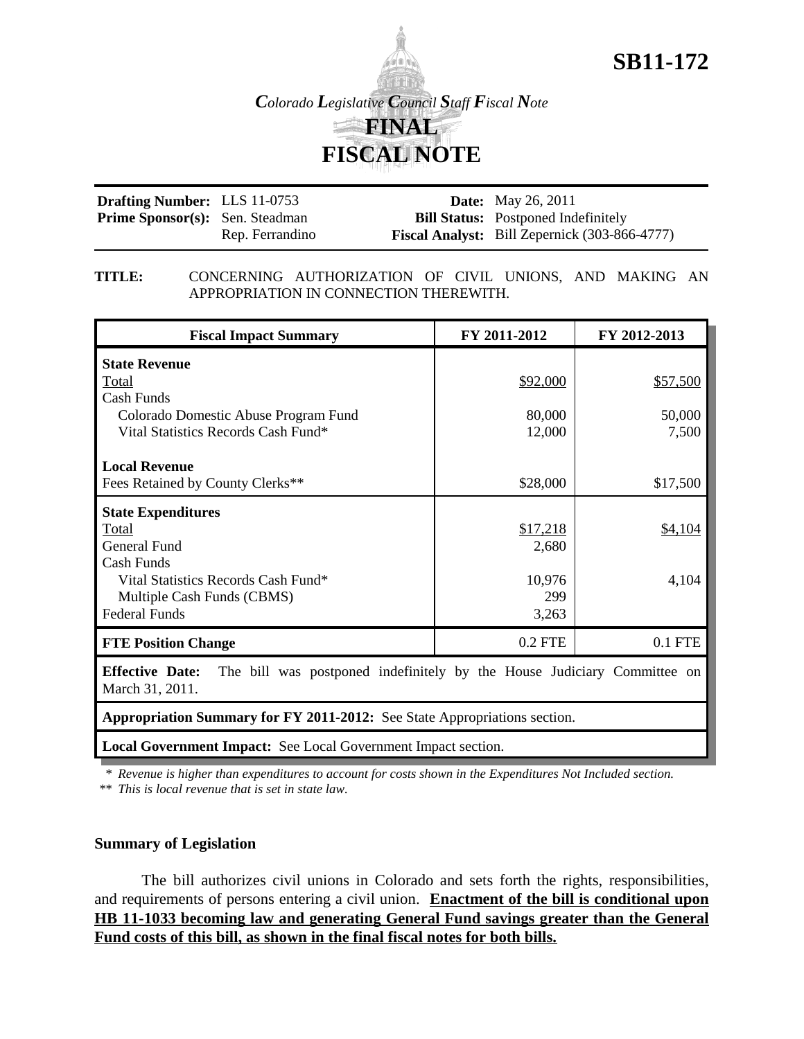**SB11-172**

*Colorado Legislative Council Staff Fiscal Note*

# FINAL FISCAL NOTE

| | | | |
|---|---|---|---|
| **Drafting Number:** | LLS 11-0753 | **Date:** | May 26, 2011 |
| **Prime Sponsor(s):** | Sen. Steadman<br>Rep. Ferrandino | **Bill Status:** | Postponed Indefinitely |
| | | **Fiscal Analyst:** | Bill Zepernick (303-866-4777) |

**TITLE:** CONCERNING AUTHORIZATION OF CIVIL UNIONS, AND MAKING AN APPROPRIATION IN CONNECTION THEREWITH.

| Fiscal Impact Summary | FY 2011-2012 | FY 2012-2013 |
|---|---|---|
| **State Revenue** | | |
| Total | $92,000 | $57,500 |
| Cash Funds | | |
| Colorado Domestic Abuse Program Fund | 80,000 | 50,000 |
| Vital Statistics Records Cash Fund* | 12,000 | 7,500 |
| **Local Revenue** | | |
| Fees Retained by County Clerks** | $28,000 | $17,500 |
| **State Expenditures** | | |
| Total | $17,218 | $4,104 |
| General Fund | 2,680 | |
| Cash Funds | | |
| Vital Statistics Records Cash Fund* | 10,976 | 4,104 |
| Multiple Cash Funds (CBMS) | 299 | |
| Federal Funds | 3,263 | |
| **FTE Position Change** | 0.2 FTE | 0.1 FTE |
| **Effective Date:** The bill was postponed indefinitely by the House Judiciary Committee on March 31, 2011. | | |
| **Appropriation Summary for FY 2011-2012:** See State Appropriations section. | | |
| **Local Government Impact:** See Local Government Impact section. | | |

\* *Revenue is higher than expenditures to account for costs shown in the Expenditures Not Included section.*

\*\* *This is local revenue that is set in state law.*

### Summary of Legislation

The bill authorizes civil unions in Colorado and sets forth the rights, responsibilities, and requirements of persons entering a civil union. **Enactment of the bill is conditional upon HB 11-1033 becoming law and generating General Fund savings greater than the General Fund costs of this bill, as shown in the final fiscal notes for both bills.**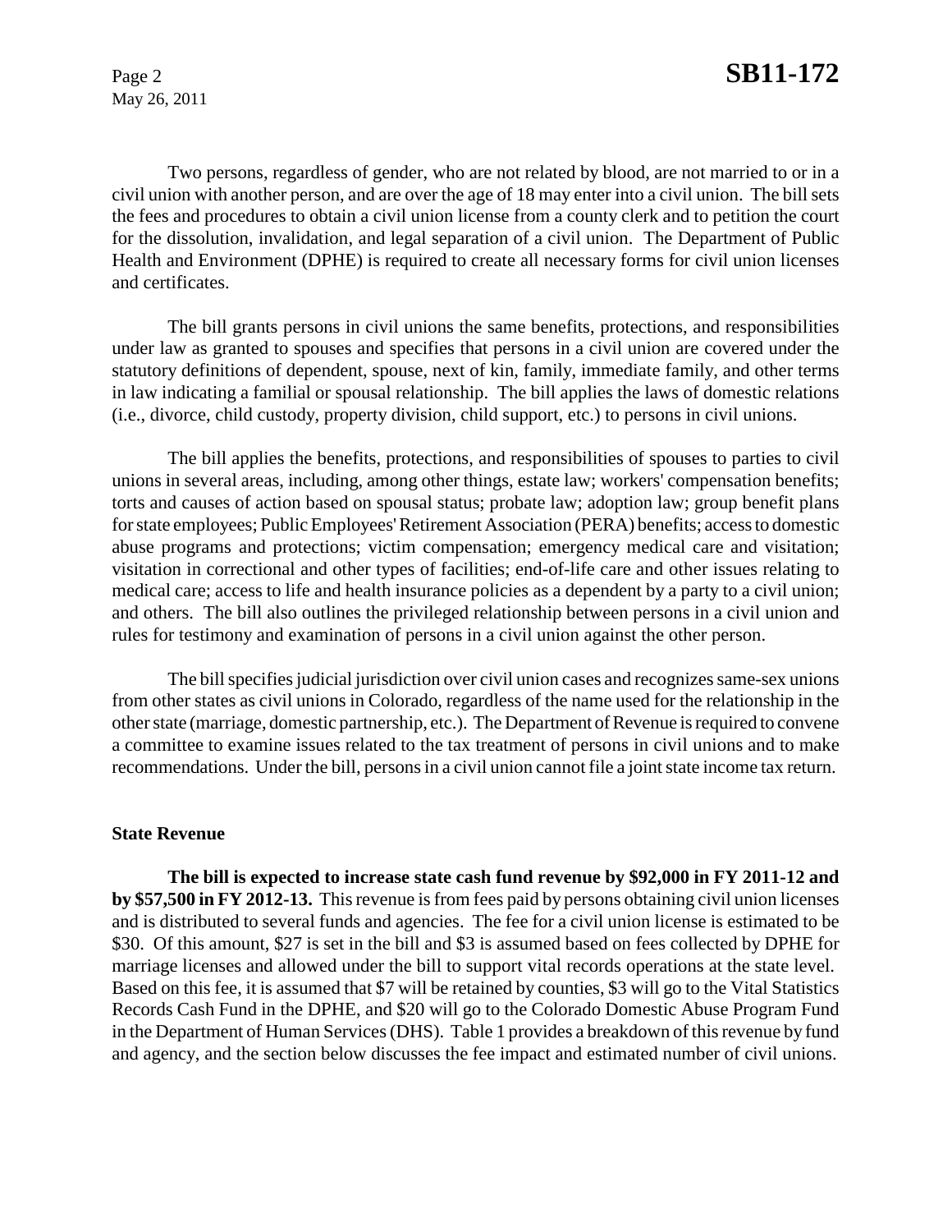Two persons, regardless of gender, who are not related by blood, are not married to or in a civil union with another person, and are over the age of 18 may enter into a civil union. The bill sets the fees and procedures to obtain a civil union license from a county clerk and to petition the court for the dissolution, invalidation, and legal separation of a civil union. The Department of Public Health and Environment (DPHE) is required to create all necessary forms for civil union licenses and certificates.

The bill grants persons in civil unions the same benefits, protections, and responsibilities under law as granted to spouses and specifies that persons in a civil union are covered under the statutory definitions of dependent, spouse, next of kin, family, immediate family, and other terms in law indicating a familial or spousal relationship. The bill applies the laws of domestic relations (i.e., divorce, child custody, property division, child support, etc.) to persons in civil unions.

The bill applies the benefits, protections, and responsibilities of spouses to parties to civil unions in several areas, including, among other things, estate law; workers' compensation benefits; torts and causes of action based on spousal status; probate law; adoption law; group benefit plans for state employees; Public Employees' Retirement Association (PERA) benefits; access to domestic abuse programs and protections; victim compensation; emergency medical care and visitation; visitation in correctional and other types of facilities; end-of-life care and other issues relating to medical care; access to life and health insurance policies as a dependent by a party to a civil union; and others. The bill also outlines the privileged relationship between persons in a civil union and rules for testimony and examination of persons in a civil union against the other person.

The bill specifies judicial jurisdiction over civil union cases and recognizes same-sex unions from other states as civil unions in Colorado, regardless of the name used for the relationship in the other state (marriage, domestic partnership, etc.). The Department of Revenue is required to convene a committee to examine issues related to the tax treatment of persons in civil unions and to make recommendations. Under the bill, persons in a civil union cannot file a joint state income tax return.

### State Revenue

**The bill is expected to increase state cash fund revenue by $92,000 in FY 2011-12 and by $57,500 in FY 2012-13.** This revenue is from fees paid by persons obtaining civil union licenses and is distributed to several funds and agencies. The fee for a civil union license is estimated to be $30. Of this amount, $27 is set in the bill and $3 is assumed based on fees collected by DPHE for marriage licenses and allowed under the bill to support vital records operations at the state level. Based on this fee, it is assumed that $7 will be retained by counties, $3 will go to the Vital Statistics Records Cash Fund in the DPHE, and $20 will go to the Colorado Domestic Abuse Program Fund in the Department of Human Services (DHS). Table 1 provides a breakdown of this revenue by fund and agency, and the section below discusses the fee impact and estimated number of civil unions.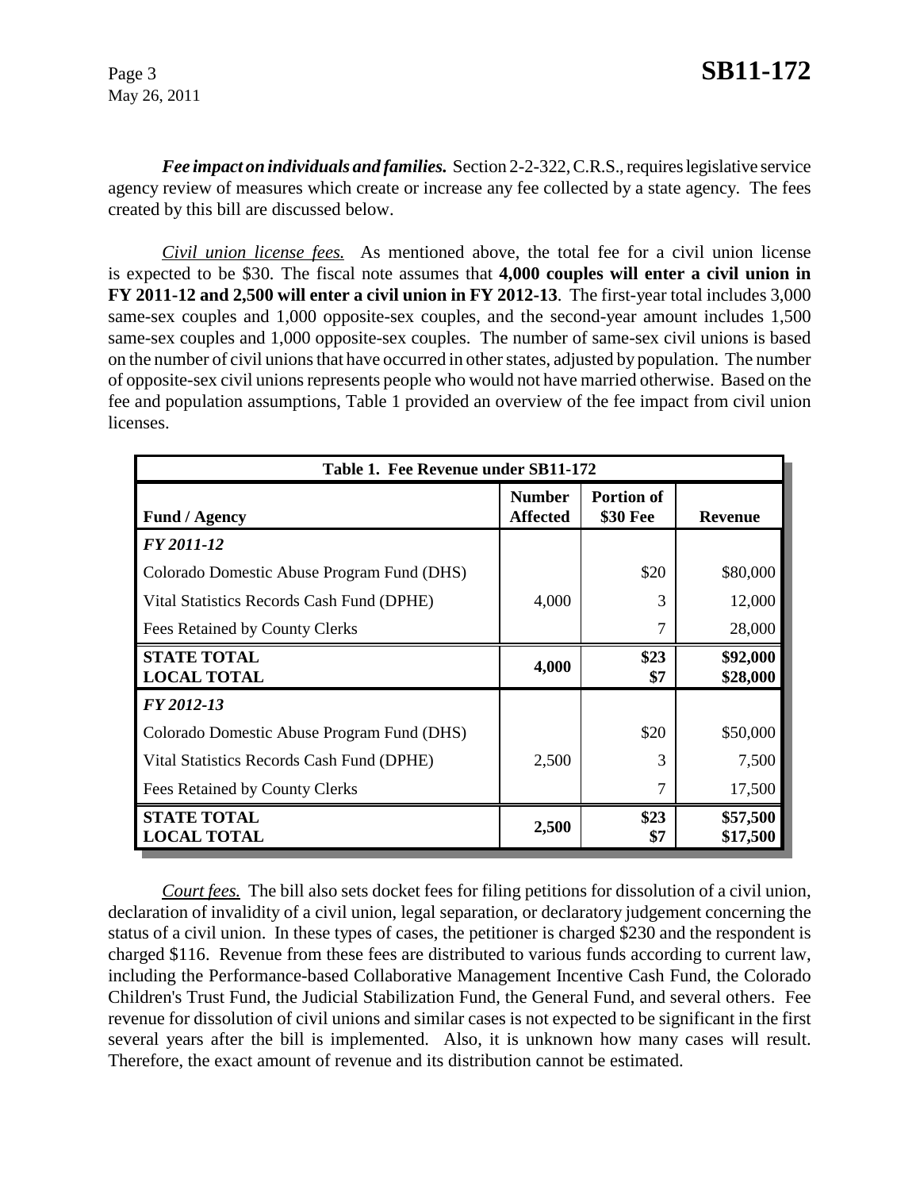***Fee impact on individuals and families.*** Section 2-2-322, C.R.S., requires legislative service agency review of measures which create or increase any fee collected by a state agency. The fees created by this bill are discussed below.

*Civil union license fees.* As mentioned above, the total fee for a civil union license is expected to be $30. The fiscal note assumes that **4,000 couples will enter a civil union in FY 2011-12 and 2,500 will enter a civil union in FY 2012-13**. The first-year total includes 3,000 same-sex couples and 1,000 opposite-sex couples, and the second-year amount includes 1,500 same-sex couples and 1,000 opposite-sex couples. The number of same-sex civil unions is based on the number of civil unions that have occurred in other states, adjusted by population. The number of opposite-sex civil unions represents people who would not have married otherwise. Based on the fee and population assumptions, Table 1 provided an overview of the fee impact from civil union licenses.

**Table 1. Fee Revenue under SB11-172**

| Fund / Agency | Number Affected | Portion of $30 Fee | Revenue |
|---|---|---|---|
| ***FY 2011-12*** | | | |
| Colorado Domestic Abuse Program Fund (DHS) | | $20 | $80,000 |
| Vital Statistics Records Cash Fund (DPHE) | 4,000 | 3 | 12,000 |
| Fees Retained by County Clerks | | 7 | 28,000 |
| **STATE TOTAL** | **4,000** | **$23** | **$92,000** |
| **LOCAL TOTAL** | | **$7** | **$28,000** |
| ***FY 2012-13*** | | | |
| Colorado Domestic Abuse Program Fund (DHS) | | $20 | $50,000 |
| Vital Statistics Records Cash Fund (DPHE) | 2,500 | 3 | 7,500 |
| Fees Retained by County Clerks | | 7 | 17,500 |
| **STATE TOTAL** | **2,500** | **$23** | **$57,500** |
| **LOCAL TOTAL** | | **$7** | **$17,500** |

*Court fees.* The bill also sets docket fees for filing petitions for dissolution of a civil union, declaration of invalidity of a civil union, legal separation, or declaratory judgement concerning the status of a civil union. In these types of cases, the petitioner is charged $230 and the respondent is charged $116. Revenue from these fees are distributed to various funds according to current law, including the Performance-based Collaborative Management Incentive Cash Fund, the Colorado Children's Trust Fund, the Judicial Stabilization Fund, the General Fund, and several others. Fee revenue for dissolution of civil unions and similar cases is not expected to be significant in the first several years after the bill is implemented. Also, it is unknown how many cases will result. Therefore, the exact amount of revenue and its distribution cannot be estimated.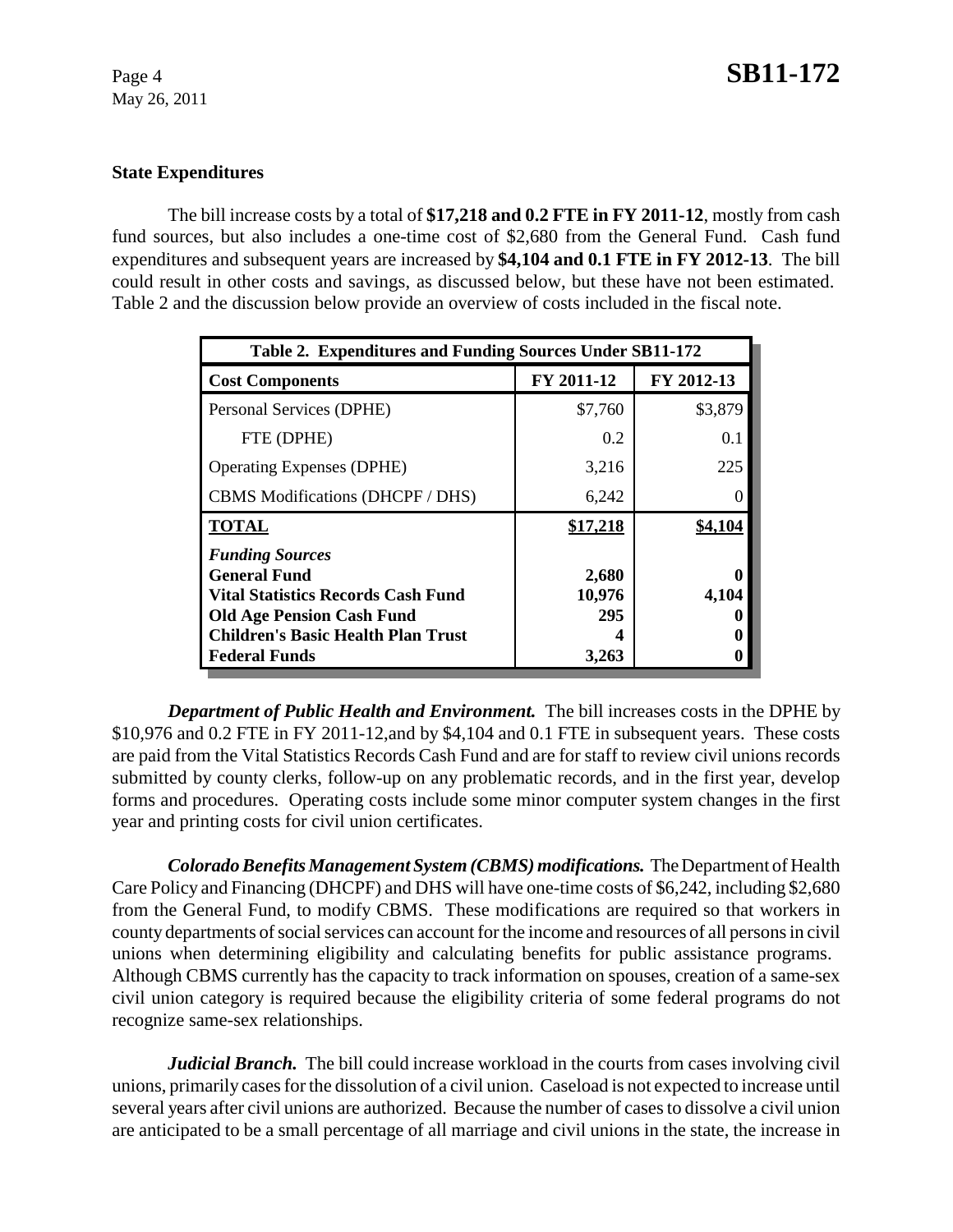### State Expenditures

The bill increase costs by a total of **$17,218 and 0.2 FTE in FY 2011-12**, mostly from cash fund sources, but also includes a one-time cost of $2,680 from the General Fund. Cash fund expenditures and subsequent years are increased by **$4,104 and 0.1 FTE in FY 2012-13**. The bill could result in other costs and savings, as discussed below, but these have not been estimated. Table 2 and the discussion below provide an overview of costs included in the fiscal note.

| Table 2. Expenditures and Funding Sources Under SB11-172 | | |
|---|---|---|
| **Cost Components** | **FY 2011-12** | **FY 2012-13** |
| Personal Services (DPHE) | $7,760 | $3,879 |
| FTE (DPHE) | 0.2 | 0.1 |
| Operating Expenses (DPHE) | 3,216 | 225 |
| CBMS Modifications (DHCPF / DHS) | 6,242 | 0 |
| **TOTAL** | **$17,218** | **$4,104** |
| ***Funding Sources*** | | |
| **General Fund** | **2,680** | **0** |
| **Vital Statistics Records Cash Fund** | **10,976** | **4,104** |
| **Old Age Pension Cash Fund** | **295** | **0** |
| **Children's Basic Health Plan Trust** | **4** | **0** |
| **Federal Funds** | **3,263** | **0** |

***Department of Public Health and Environment.*** The bill increases costs in the DPHE by $10,976 and 0.2 FTE in FY 2011-12,and by $4,104 and 0.1 FTE in subsequent years. These costs are paid from the Vital Statistics Records Cash Fund and are for staff to review civil unions records submitted by county clerks, follow-up on any problematic records, and in the first year, develop forms and procedures. Operating costs include some minor computer system changes in the first year and printing costs for civil union certificates.

***Colorado Benefits Management System (CBMS) modifications.*** The Department of Health Care Policy and Financing (DHCPF) and DHS will have one-time costs of $6,242, including $2,680 from the General Fund, to modify CBMS. These modifications are required so that workers in county departments of social services can account for the income and resources of all persons in civil unions when determining eligibility and calculating benefits for public assistance programs. Although CBMS currently has the capacity to track information on spouses, creation of a same-sex civil union category is required because the eligibility criteria of some federal programs do not recognize same-sex relationships.

***Judicial Branch.*** The bill could increase workload in the courts from cases involving civil unions, primarily cases for the dissolution of a civil union. Caseload is not expected to increase until several years after civil unions are authorized. Because the number of cases to dissolve a civil union are anticipated to be a small percentage of all marriage and civil unions in the state, the increase in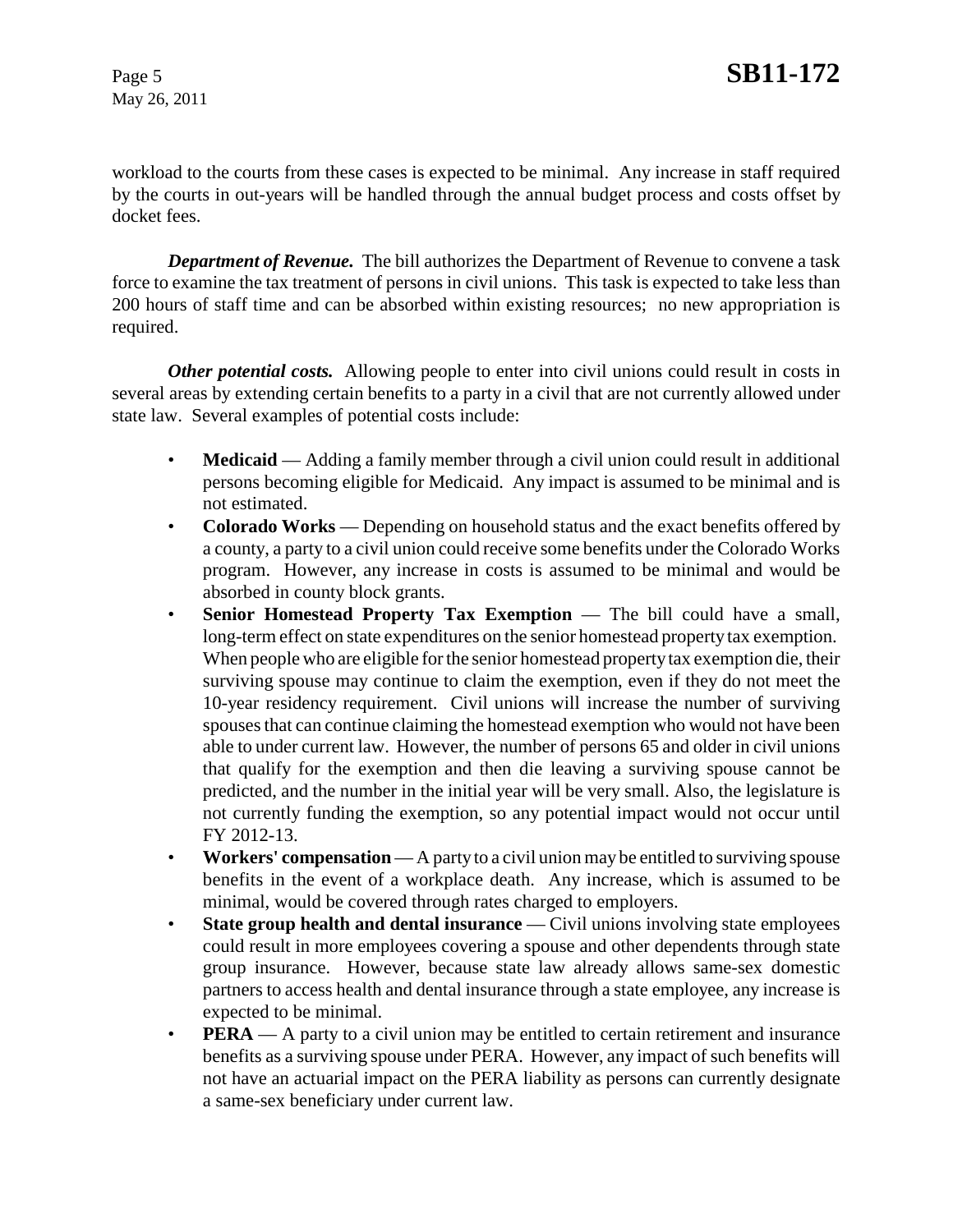workload to the courts from these cases is expected to be minimal. Any increase in staff required by the courts in out-years will be handled through the annual budget process and costs offset by docket fees.

***Department of Revenue.*** The bill authorizes the Department of Revenue to convene a task force to examine the tax treatment of persons in civil unions. This task is expected to take less than 200 hours of staff time and can be absorbed within existing resources; no new appropriation is required.

***Other potential costs.*** Allowing people to enter into civil unions could result in costs in several areas by extending certain benefits to a party in a civil that are not currently allowed under state law. Several examples of potential costs include:

- **Medicaid** — Adding a family member through a civil union could result in additional persons becoming eligible for Medicaid. Any impact is assumed to be minimal and is not estimated.
- **Colorado Works** — Depending on household status and the exact benefits offered by a county, a party to a civil union could receive some benefits under the Colorado Works program. However, any increase in costs is assumed to be minimal and would be absorbed in county block grants.
- **Senior Homestead Property Tax Exemption** — The bill could have a small, long-term effect on state expenditures on the senior homestead property tax exemption. When people who are eligible for the senior homestead property tax exemption die, their surviving spouse may continue to claim the exemption, even if they do not meet the 10-year residency requirement. Civil unions will increase the number of surviving spouses that can continue claiming the homestead exemption who would not have been able to under current law. However, the number of persons 65 and older in civil unions that qualify for the exemption and then die leaving a surviving spouse cannot be predicted, and the number in the initial year will be very small. Also, the legislature is not currently funding the exemption, so any potential impact would not occur until FY 2012-13.
- **Workers' compensation** — A party to a civil union may be entitled to surviving spouse benefits in the event of a workplace death. Any increase, which is assumed to be minimal, would be covered through rates charged to employers.
- **State group health and dental insurance** — Civil unions involving state employees could result in more employees covering a spouse and other dependents through state group insurance. However, because state law already allows same-sex domestic partners to access health and dental insurance through a state employee, any increase is expected to be minimal.
- **PERA** — A party to a civil union may be entitled to certain retirement and insurance benefits as a surviving spouse under PERA. However, any impact of such benefits will not have an actuarial impact on the PERA liability as persons can currently designate a same-sex beneficiary under current law.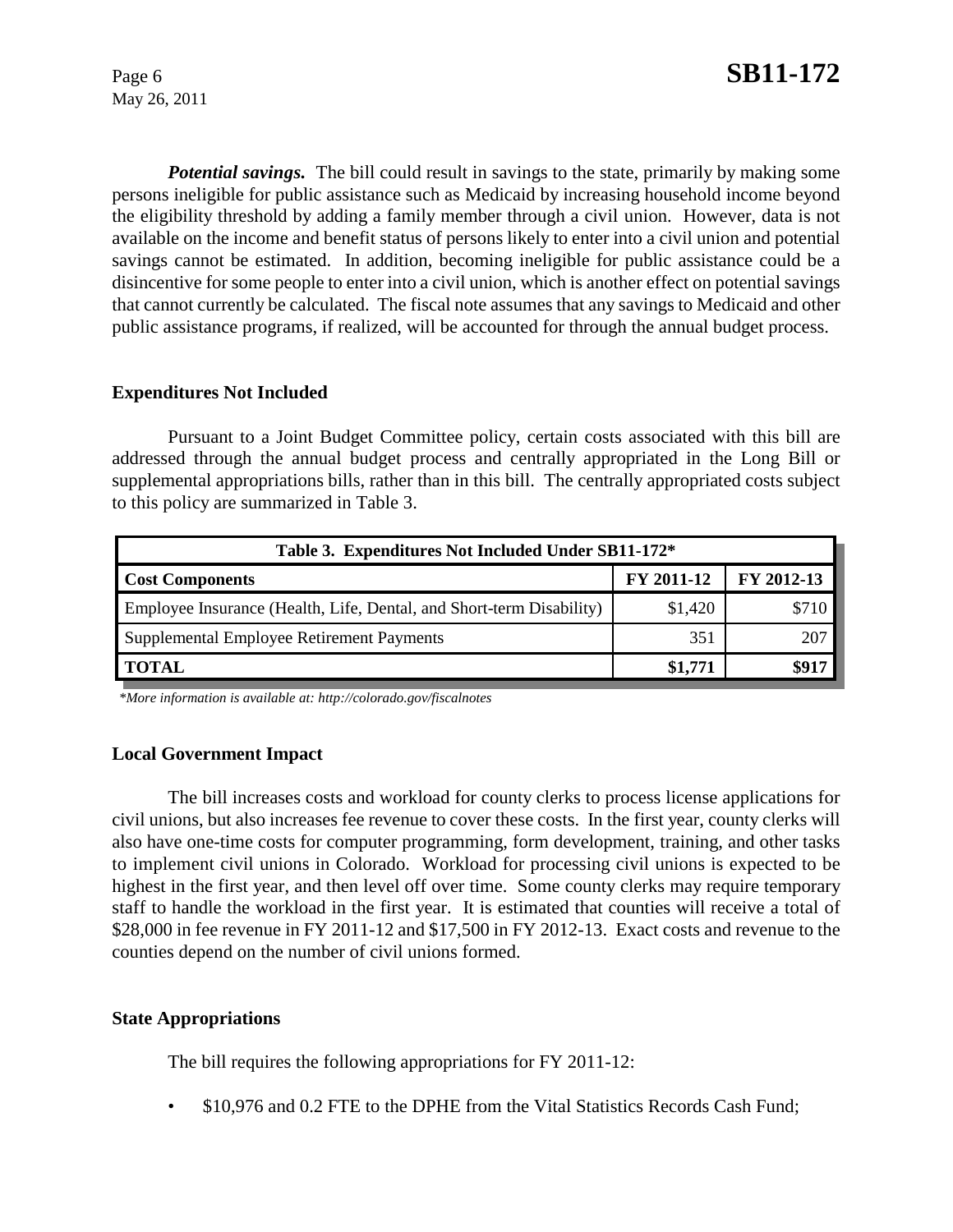***Potential savings.*** The bill could result in savings to the state, primarily by making some persons ineligible for public assistance such as Medicaid by increasing household income beyond the eligibility threshold by adding a family member through a civil union. However, data is not available on the income and benefit status of persons likely to enter into a civil union and potential savings cannot be estimated. In addition, becoming ineligible for public assistance could be a disincentive for some people to enter into a civil union, which is another effect on potential savings that cannot currently be calculated. The fiscal note assumes that any savings to Medicaid and other public assistance programs, if realized, will be accounted for through the annual budget process.

**Expenditures Not Included**

Pursuant to a Joint Budget Committee policy, certain costs associated with this bill are addressed through the annual budget process and centrally appropriated in the Long Bill or supplemental appropriations bills, rather than in this bill. The centrally appropriated costs subject to this policy are summarized in Table 3.

| Table 3. Expenditures Not Included Under SB11-172* | | |
|---|---|---|
| **Cost Components** | **FY 2011-12** | **FY 2012-13** |
| Employee Insurance (Health, Life, Dental, and Short-term Disability) | $1,420 | $710 |
| Supplemental Employee Retirement Payments | 351 | 207 |
| **TOTAL** | **$1,771** | **$917** |

*\*More information is available at: http://colorado.gov/fiscalnotes*

**Local Government Impact**

The bill increases costs and workload for county clerks to process license applications for civil unions, but also increases fee revenue to cover these costs. In the first year, county clerks will also have one-time costs for computer programming, form development, training, and other tasks to implement civil unions in Colorado. Workload for processing civil unions is expected to be highest in the first year, and then level off over time. Some county clerks may require temporary staff to handle the workload in the first year. It is estimated that counties will receive a total of $28,000 in fee revenue in FY 2011-12 and $17,500 in FY 2012-13. Exact costs and revenue to the counties depend on the number of civil unions formed.

**State Appropriations**

The bill requires the following appropriations for FY 2011-12:

- $10,976 and 0.2 FTE to the DPHE from the Vital Statistics Records Cash Fund;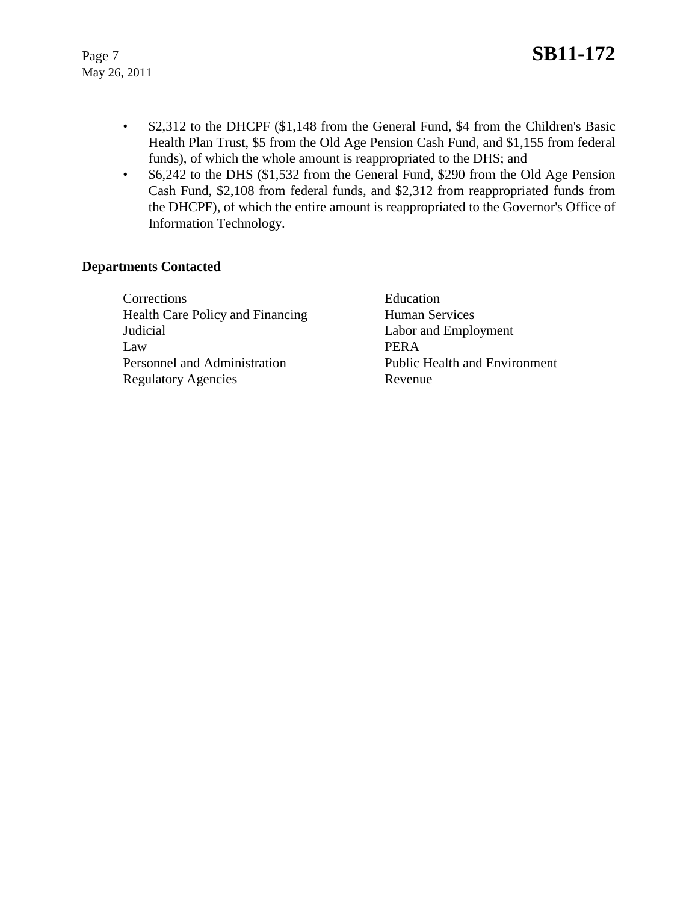- $2,312 to the DHCPF ($1,148 from the General Fund, $4 from the Children's Basic Health Plan Trust, $5 from the Old Age Pension Cash Fund, and $1,155 from federal funds), of which the whole amount is reappropriated to the DHS; and
- $6,242 to the DHS ($1,532 from the General Fund, $290 from the Old Age Pension Cash Fund, $2,108 from federal funds, and $2,312 from reappropriated funds from the DHCPF), of which the entire amount is reappropriated to the Governor's Office of Information Technology.

**Departments Contacted**

Corrections
Education
Health Care Policy and Financing
Human Services
Judicial
Labor and Employment
Law
PERA
Personnel and Administration
Public Health and Environment
Regulatory Agencies
Revenue